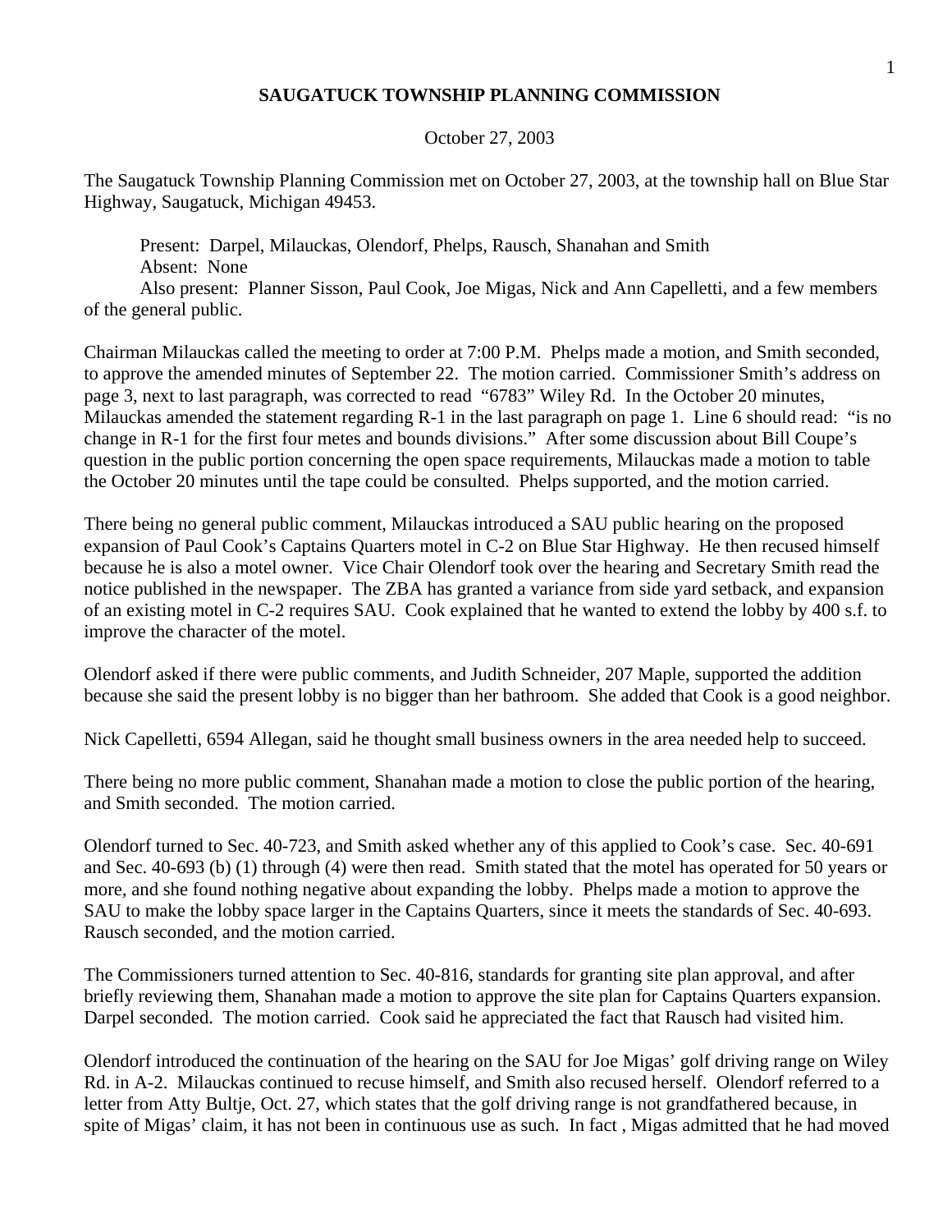# SAUGATUCK TOWNSHIP PLANNING COMMISSION

October 27, 2003

The Saugatuck Township Planning Commission met on October 27, 2003, at the township hall on Blue Star Highway, Saugatuck, Michigan 49453.

Present: Darpel, Milauckas, Olendorf, Phelps, Rausch, Shanahan and Smith
Absent: None
Also present: Planner Sisson, Paul Cook, Joe Migas, Nick and Ann Capelletti, and a few members of the general public.

Chairman Milauckas called the meeting to order at 7:00 P.M. Phelps made a motion, and Smith seconded, to approve the amended minutes of September 22. The motion carried. Commissioner Smith's address on page 3, next to last paragraph, was corrected to read "6783" Wiley Rd. In the October 20 minutes, Milauckas amended the statement regarding R-1 in the last paragraph on page 1. Line 6 should read: "is no change in R-1 for the first four metes and bounds divisions." After some discussion about Bill Coupe's question in the public portion concerning the open space requirements, Milauckas made a motion to table the October 20 minutes until the tape could be consulted. Phelps supported, and the motion carried.

There being no general public comment, Milauckas introduced a SAU public hearing on the proposed expansion of Paul Cook's Captains Quarters motel in C-2 on Blue Star Highway. He then recused himself because he is also a motel owner. Vice Chair Olendorf took over the hearing and Secretary Smith read the notice published in the newspaper. The ZBA has granted a variance from side yard setback, and expansion of an existing motel in C-2 requires SAU. Cook explained that he wanted to extend the lobby by 400 s.f. to improve the character of the motel.

Olendorf asked if there were public comments, and Judith Schneider, 207 Maple, supported the addition because she said the present lobby is no bigger than her bathroom. She added that Cook is a good neighbor.

Nick Capelletti, 6594 Allegan, said he thought small business owners in the area needed help to succeed.

There being no more public comment, Shanahan made a motion to close the public portion of the hearing, and Smith seconded. The motion carried.

Olendorf turned to Sec. 40-723, and Smith asked whether any of this applied to Cook's case. Sec. 40-691 and Sec. 40-693 (b) (1) through (4) were then read. Smith stated that the motel has operated for 50 years or more, and she found nothing negative about expanding the lobby. Phelps made a motion to approve the SAU to make the lobby space larger in the Captains Quarters, since it meets the standards of Sec. 40-693. Rausch seconded, and the motion carried.

The Commissioners turned attention to Sec. 40-816, standards for granting site plan approval, and after briefly reviewing them, Shanahan made a motion to approve the site plan for Captains Quarters expansion. Darpel seconded. The motion carried. Cook said he appreciated the fact that Rausch had visited him.

Olendorf introduced the continuation of the hearing on the SAU for Joe Migas' golf driving range on Wiley Rd. in A-2. Milauckas continued to recuse himself, and Smith also recused herself. Olendorf referred to a letter from Atty Bultje, Oct. 27, which states that the golf driving range is not grandfathered because, in spite of Migas' claim, it has not been in continuous use as such. In fact , Migas admitted that he had moved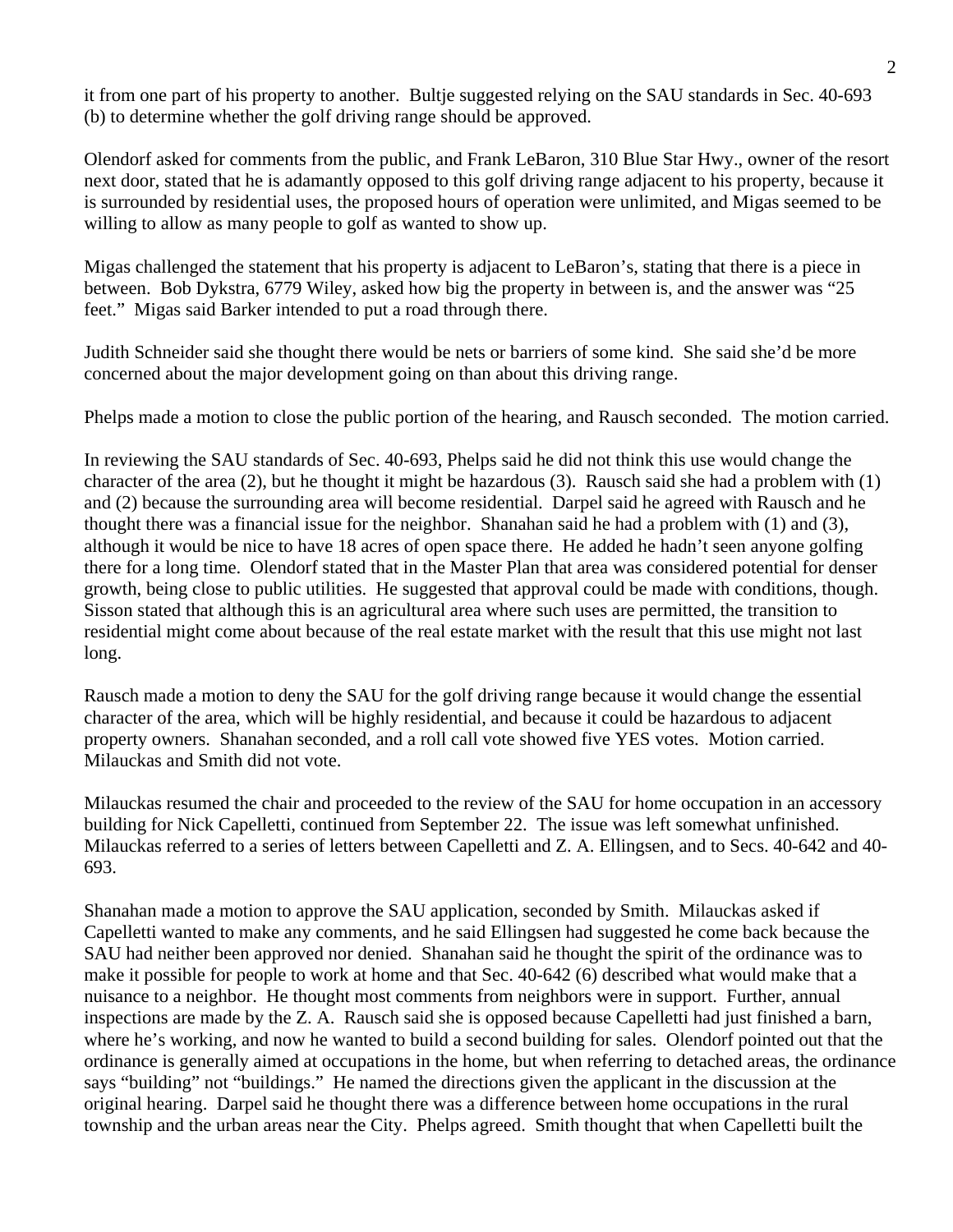it from one part of his property to another. Bultje suggested relying on the SAU standards in Sec. 40-693 (b) to determine whether the golf driving range should be approved.

Olendorf asked for comments from the public, and Frank LeBaron, 310 Blue Star Hwy., owner of the resort next door, stated that he is adamantly opposed to this golf driving range adjacent to his property, because it is surrounded by residential uses, the proposed hours of operation were unlimited, and Migas seemed to be willing to allow as many people to golf as wanted to show up.

Migas challenged the statement that his property is adjacent to LeBaron's, stating that there is a piece in between. Bob Dykstra, 6779 Wiley, asked how big the property in between is, and the answer was "25 feet." Migas said Barker intended to put a road through there.

Judith Schneider said she thought there would be nets or barriers of some kind. She said she'd be more concerned about the major development going on than about this driving range.

Phelps made a motion to close the public portion of the hearing, and Rausch seconded. The motion carried.

In reviewing the SAU standards of Sec. 40-693, Phelps said he did not think this use would change the character of the area (2), but he thought it might be hazardous (3). Rausch said she had a problem with (1) and (2) because the surrounding area will become residential. Darpel said he agreed with Rausch and he thought there was a financial issue for the neighbor. Shanahan said he had a problem with (1) and (3), although it would be nice to have 18 acres of open space there. He added he hadn't seen anyone golfing there for a long time. Olendorf stated that in the Master Plan that area was considered potential for denser growth, being close to public utilities. He suggested that approval could be made with conditions, though. Sisson stated that although this is an agricultural area where such uses are permitted, the transition to residential might come about because of the real estate market with the result that this use might not last long.

Rausch made a motion to deny the SAU for the golf driving range because it would change the essential character of the area, which will be highly residential, and because it could be hazardous to adjacent property owners. Shanahan seconded, and a roll call vote showed five YES votes. Motion carried. Milauckas and Smith did not vote.

Milauckas resumed the chair and proceeded to the review of the SAU for home occupation in an accessory building for Nick Capelletti, continued from September 22. The issue was left somewhat unfinished. Milauckas referred to a series of letters between Capelletti and Z. A. Ellingsen, and to Secs. 40-642 and 40-693.

Shanahan made a motion to approve the SAU application, seconded by Smith. Milauckas asked if Capelletti wanted to make any comments, and he said Ellingsen had suggested he come back because the SAU had neither been approved nor denied. Shanahan said he thought the spirit of the ordinance was to make it possible for people to work at home and that Sec. 40-642 (6) described what would make that a nuisance to a neighbor. He thought most comments from neighbors were in support. Further, annual inspections are made by the Z. A. Rausch said she is opposed because Capelletti had just finished a barn, where he's working, and now he wanted to build a second building for sales. Olendorf pointed out that the ordinance is generally aimed at occupations in the home, but when referring to detached areas, the ordinance says "building" not "buildings." He named the directions given the applicant in the discussion at the original hearing. Darpel said he thought there was a difference between home occupations in the rural township and the urban areas near the City. Phelps agreed. Smith thought that when Capelletti built the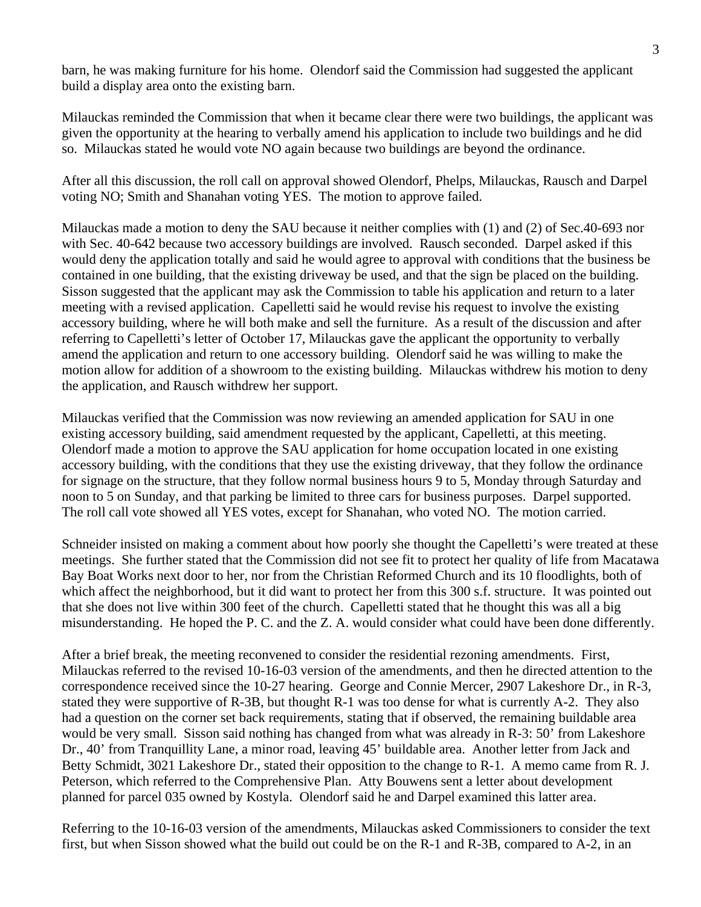barn, he was making furniture for his home. Olendorf said the Commission had suggested the applicant build a display area onto the existing barn.

Milauckas reminded the Commission that when it became clear there were two buildings, the applicant was given the opportunity at the hearing to verbally amend his application to include two buildings and he did so. Milauckas stated he would vote NO again because two buildings are beyond the ordinance.

After all this discussion, the roll call on approval showed Olendorf, Phelps, Milauckas, Rausch and Darpel voting NO; Smith and Shanahan voting YES. The motion to approve failed.

Milauckas made a motion to deny the SAU because it neither complies with (1) and (2) of Sec.40-693 nor with Sec. 40-642 because two accessory buildings are involved. Rausch seconded. Darpel asked if this would deny the application totally and said he would agree to approval with conditions that the business be contained in one building, that the existing driveway be used, and that the sign be placed on the building. Sisson suggested that the applicant may ask the Commission to table his application and return to a later meeting with a revised application. Capelletti said he would revise his request to involve the existing accessory building, where he will both make and sell the furniture. As a result of the discussion and after referring to Capelletti's letter of October 17, Milauckas gave the applicant the opportunity to verbally amend the application and return to one accessory building. Olendorf said he was willing to make the motion allow for addition of a showroom to the existing building. Milauckas withdrew his motion to deny the application, and Rausch withdrew her support.

Milauckas verified that the Commission was now reviewing an amended application for SAU in one existing accessory building, said amendment requested by the applicant, Capelletti, at this meeting. Olendorf made a motion to approve the SAU application for home occupation located in one existing accessory building, with the conditions that they use the existing driveway, that they follow the ordinance for signage on the structure, that they follow normal business hours 9 to 5, Monday through Saturday and noon to 5 on Sunday, and that parking be limited to three cars for business purposes. Darpel supported. The roll call vote showed all YES votes, except for Shanahan, who voted NO. The motion carried.

Schneider insisted on making a comment about how poorly she thought the Capelletti's were treated at these meetings. She further stated that the Commission did not see fit to protect her quality of life from Macatawa Bay Boat Works next door to her, nor from the Christian Reformed Church and its 10 floodlights, both of which affect the neighborhood, but it did want to protect her from this 300 s.f. structure. It was pointed out that she does not live within 300 feet of the church. Capelletti stated that he thought this was all a big misunderstanding. He hoped the P. C. and the Z. A. would consider what could have been done differently.

After a brief break, the meeting reconvened to consider the residential rezoning amendments. First, Milauckas referred to the revised 10-16-03 version of the amendments, and then he directed attention to the correspondence received since the 10-27 hearing. George and Connie Mercer, 2907 Lakeshore Dr., in R-3, stated they were supportive of R-3B, but thought R-1 was too dense for what is currently A-2. They also had a question on the corner set back requirements, stating that if observed, the remaining buildable area would be very small. Sisson said nothing has changed from what was already in R-3: 50' from Lakeshore Dr., 40' from Tranquillity Lane, a minor road, leaving 45' buildable area. Another letter from Jack and Betty Schmidt, 3021 Lakeshore Dr., stated their opposition to the change to R-1. A memo came from R. J. Peterson, which referred to the Comprehensive Plan. Atty Bouwens sent a letter about development planned for parcel 035 owned by Kostyla. Olendorf said he and Darpel examined this latter area.

Referring to the 10-16-03 version of the amendments, Milauckas asked Commissioners to consider the text first, but when Sisson showed what the build out could be on the R-1 and R-3B, compared to A-2, in an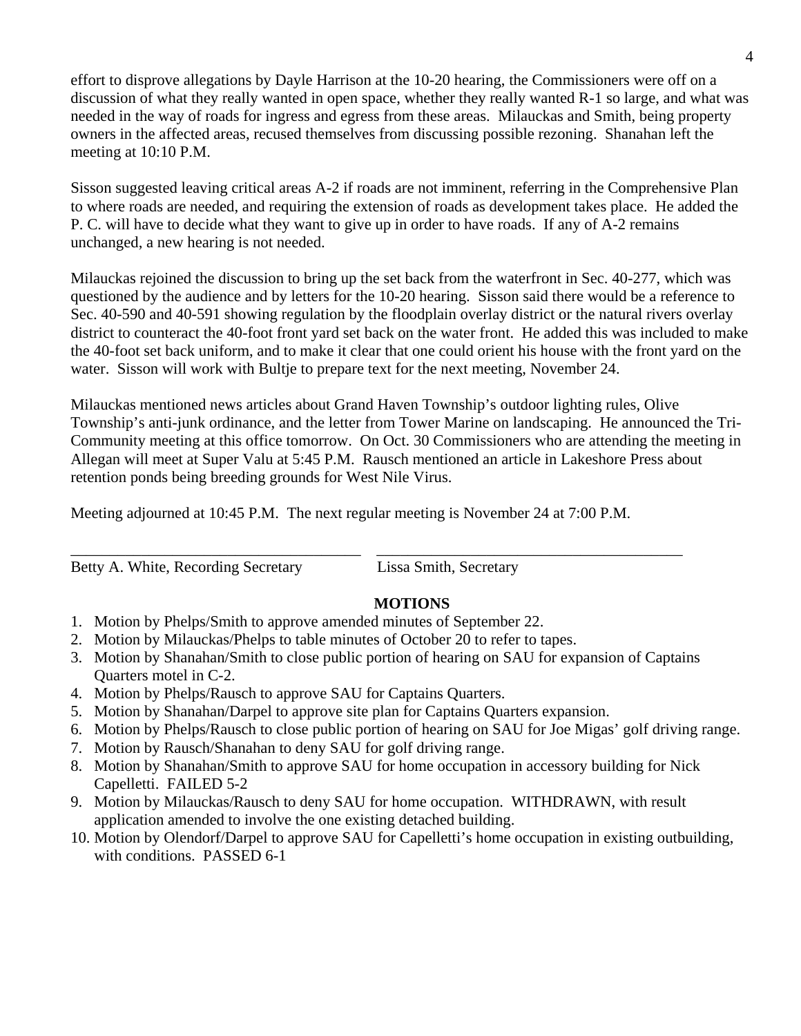effort to disprove allegations by Dayle Harrison at the 10-20 hearing, the Commissioners were off on a discussion of what they really wanted in open space, whether they really wanted R-1 so large, and what was needed in the way of roads for ingress and egress from these areas. Milauckas and Smith, being property owners in the affected areas, recused themselves from discussing possible rezoning. Shanahan left the meeting at 10:10 P.M.

Sisson suggested leaving critical areas A-2 if roads are not imminent, referring in the Comprehensive Plan to where roads are needed, and requiring the extension of roads as development takes place. He added the P. C. will have to decide what they want to give up in order to have roads. If any of A-2 remains unchanged, a new hearing is not needed.

Milauckas rejoined the discussion to bring up the set back from the waterfront in Sec. 40-277, which was questioned by the audience and by letters for the 10-20 hearing. Sisson said there would be a reference to Sec. 40-590 and 40-591 showing regulation by the floodplain overlay district or the natural rivers overlay district to counteract the 40-foot front yard set back on the water front. He added this was included to make the 40-foot set back uniform, and to make it clear that one could orient his house with the front yard on the water. Sisson will work with Bultje to prepare text for the next meeting, November 24.

Milauckas mentioned news articles about Grand Haven Township's outdoor lighting rules, Olive Township's anti-junk ordinance, and the letter from Tower Marine on landscaping. He announced the Tri-Community meeting at this office tomorrow. On Oct. 30 Commissioners who are attending the meeting in Allegan will meet at Super Valu at 5:45 P.M. Rausch mentioned an article in Lakeshore Press about retention ponds being breeding grounds for West Nile Virus.

Meeting adjourned at 10:45 P.M. The next regular meeting is November 24 at 7:00 P.M.

_____________________________________ _________________________________________

Betty A. White, Recording Secretary Lissa Smith, Secretary

## MOTIONS

1. Motion by Phelps/Smith to approve amended minutes of September 22.
2. Motion by Milauckas/Phelps to table minutes of October 20 to refer to tapes.
3. Motion by Shanahan/Smith to close public portion of hearing on SAU for expansion of Captains Quarters motel in C-2.
4. Motion by Phelps/Rausch to approve SAU for Captains Quarters.
5. Motion by Shanahan/Darpel to approve site plan for Captains Quarters expansion.
6. Motion by Phelps/Rausch to close public portion of hearing on SAU for Joe Migas' golf driving range.
7. Motion by Rausch/Shanahan to deny SAU for golf driving range.
8. Motion by Shanahan/Smith to approve SAU for home occupation in accessory building for Nick Capelletti. FAILED 5-2
9. Motion by Milauckas/Rausch to deny SAU for home occupation. WITHDRAWN, with result application amended to involve the one existing detached building.
10. Motion by Olendorf/Darpel to approve SAU for Capelletti's home occupation in existing outbuilding, with conditions. PASSED 6-1